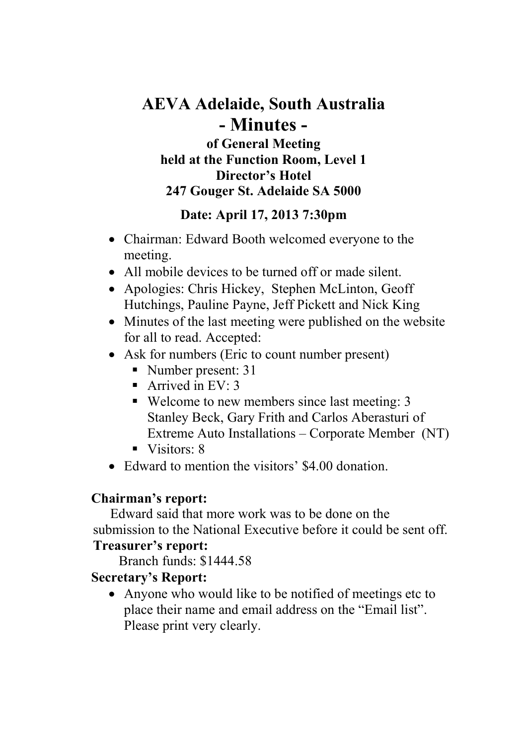# AEVA Adelaide, South Australia

# - Minutes -

### of General Meeting
### held at the Function Room, Level 1
### Director's Hotel
### 247 Gouger St. Adelaide SA 5000

### Date: April 17, 2013 7:30pm

- Chairman: Edward Booth welcomed everyone to the meeting.
- All mobile devices to be turned off or made silent.
- Apologies: Chris Hickey, Stephen McLinton, Geoff Hutchings, Pauline Payne, Jeff Pickett and Nick King
- Minutes of the last meeting were published on the website for all to read. Accepted:
- Ask for numbers (Eric to count number present)
  - Number present: 31
  - Arrived in EV: 3
  - Welcome to new members since last meeting: 3 Stanley Beck, Gary Frith and Carlos Aberasturi of Extreme Auto Installations – Corporate Member (NT)
  - Visitors: 8
- Edward to mention the visitors' $4.00 donation.

**Chairman's report:**

Edward said that more work was to be done on the submission to the National Executive before it could be sent off.

**Treasurer's report:**

Branch funds: $1444.58

**Secretary's Report:**

- Anyone who would like to be notified of meetings etc to place their name and email address on the "Email list". Please print very clearly.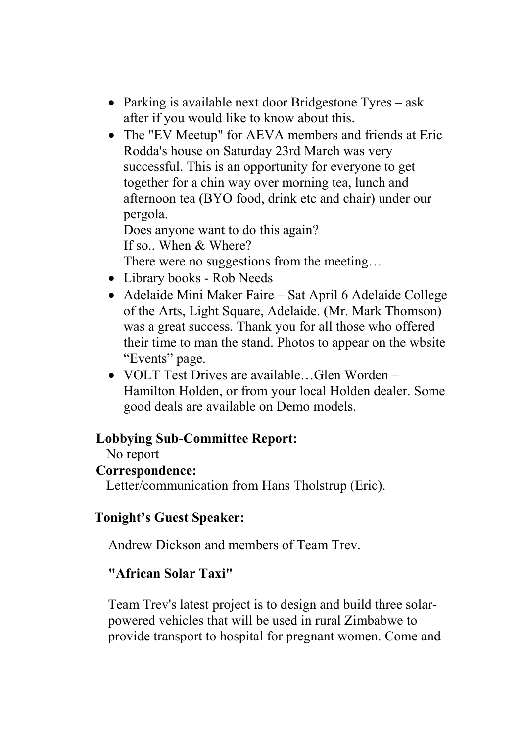- Parking is available next door Bridgestone Tyres – ask after if you would like to know about this.
- The "EV Meetup" for AEVA members and friends at Eric Rodda's house on Saturday 23rd March was very successful. This is an opportunity for everyone to get together for a chin way over morning tea, lunch and afternoon tea (BYO food, drink etc and chair) under our pergola.
  Does anyone want to do this again?
  If so.. When & Where?
  There were no suggestions from the meeting…
- Library books - Rob Needs
- Adelaide Mini Maker Faire – Sat April 6 Adelaide College of the Arts, Light Square, Adelaide. (Mr. Mark Thomson) was a great success. Thank you for all those who offered their time to man the stand. Photos to appear on the wbsite "Events" page.
- VOLT Test Drives are available…Glen Worden – Hamilton Holden, or from your local Holden dealer. Some good deals are available on Demo models.

**Lobbying Sub-Committee Report:**

No report

**Correspondence:**

Letter/communication from Hans Tholstrup (Eric).

**Tonight's Guest Speaker:**

Andrew Dickson and members of Team Trev.

**"African Solar Taxi"**

Team Trev's latest project is to design and build three solar-powered vehicles that will be used in rural Zimbabwe to provide transport to hospital for pregnant women. Come and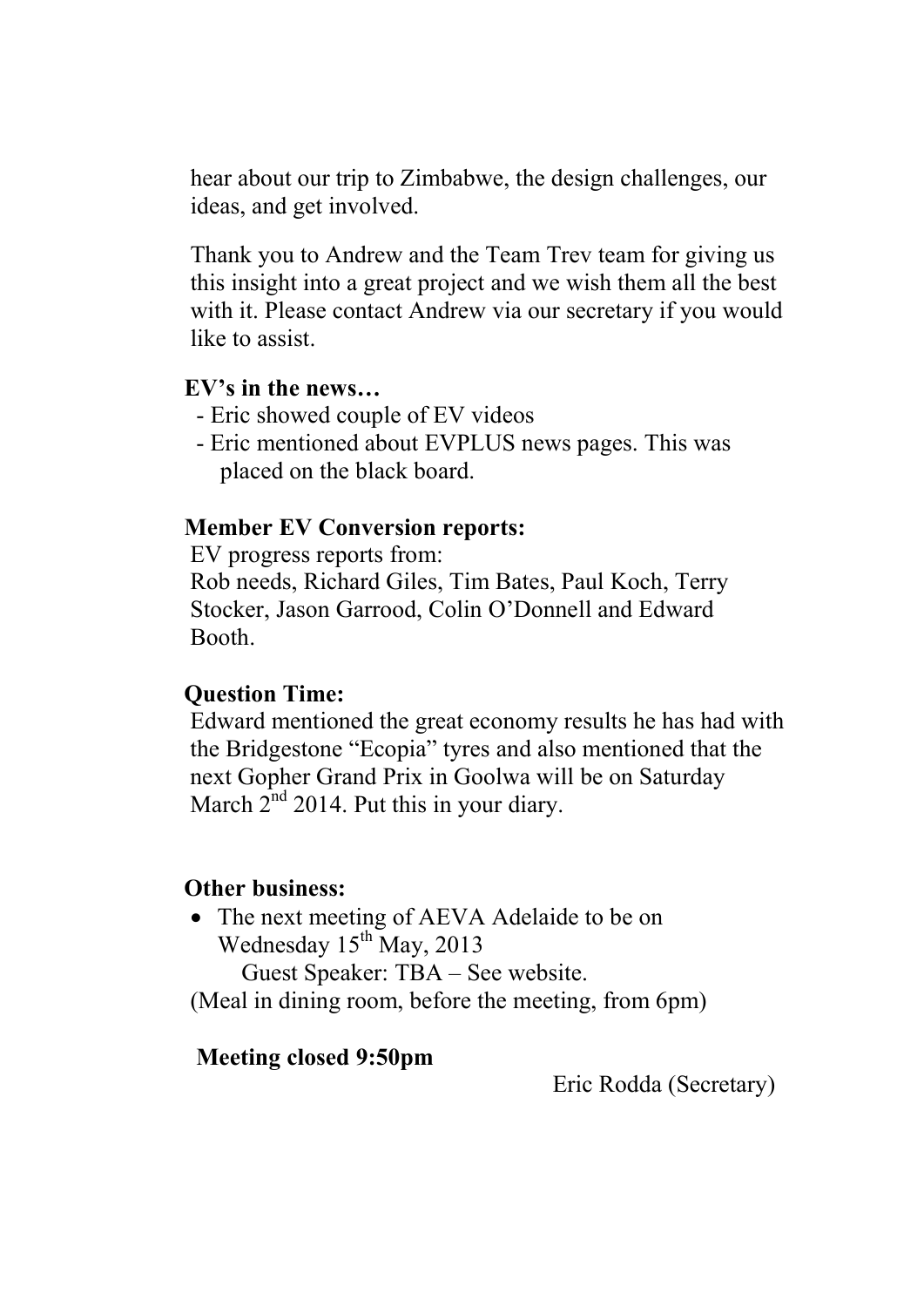hear about our trip to Zimbabwe, the design challenges, our ideas, and get involved.

Thank you to Andrew and the Team Trev team for giving us this insight into a great project and we wish them all the best with it. Please contact Andrew via our secretary if you would like to assist.

**EV's in the news…**

- Eric showed couple of EV videos
- Eric mentioned about EVPLUS news pages. This was placed on the black board.

**Member EV Conversion reports:**

EV progress reports from:
Rob needs, Richard Giles, Tim Bates, Paul Koch, Terry Stocker, Jason Garrood, Colin O'Donnell and Edward Booth.

**Question Time:**

Edward mentioned the great economy results he has had with the Bridgestone "Ecopia" tyres and also mentioned that the next Gopher Grand Prix in Goolwa will be on Saturday March 2nd 2014. Put this in your diary.

**Other business:**

- The next meeting of AEVA Adelaide to be on Wednesday 15th May, 2013
  Guest Speaker: TBA – See website.

(Meal in dining room, before the meeting, from 6pm)

**Meeting closed 9:50pm**

Eric Rodda (Secretary)